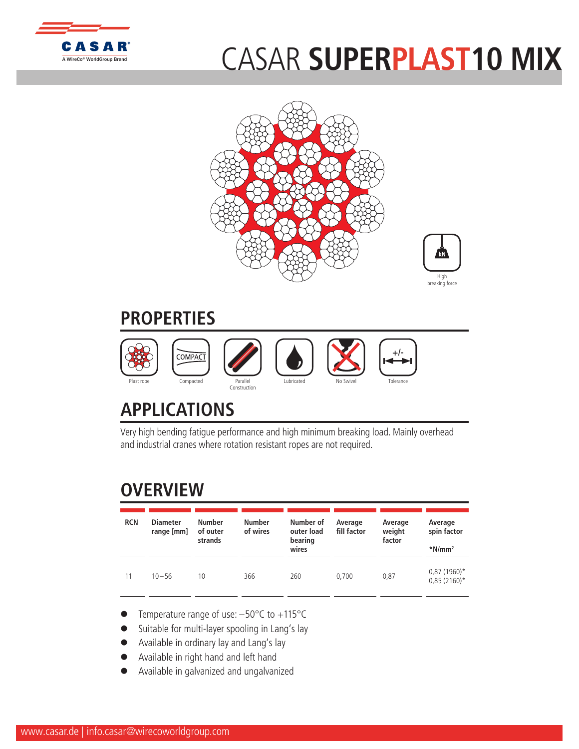# CASAR **SUPERPLAST10 MIX**

High breaking force

## PROPERTIES

Plast rope | Compacted | Parallel Construction | Lubricated | No Swivel | Tolerance

## APPLICATIONS

Very high bending fatigue performance and high minimum breaking load. Mainly overhead and industrial cranes where rotation resistant ropes are not required.

## OVERVIEW

| RCN | Diameter range [mm] | Number of outer strands | Number of wires | Number of outer load bearing wires | Average fill factor | Average weight factor | Average spin factor<br>*N/mm² |
|---|---|---|---|---|---|---|---|
| 11 | 10 – 56 | 10 | 366 | 260 | 0,700 | 0,87 | 0,87 (1960)*<br>0,85 (2160)* |

- Temperature range of use: –50°C to +115°C
- Suitable for multi-layer spooling in Lang's lay
- Available in ordinary lay and Lang's lay
- Available in right hand and left hand
- Available in galvanized and ungalvanized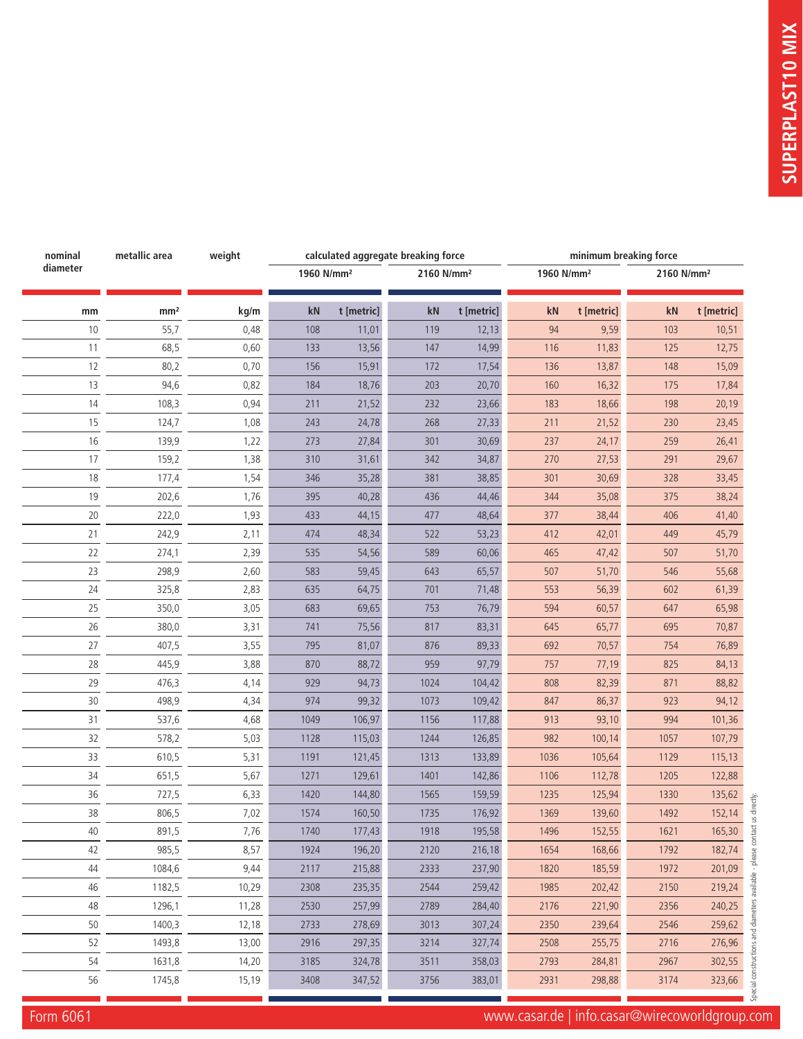# SUPERPLAST10 MIX

| nominal diameter | metallic area | weight | calculated aggregate breaking force | | | | minimum breaking force | | | |
|---|---|---|---|---|---|---|---|---|---|---|
| | | | 1960 N/mm² | | 2160 N/mm² | | 1960 N/mm² | | 2160 N/mm² | |
| mm | mm² | kg/m | kN | t [metric] | kN | t [metric] | kN | t [metric] | kN | t [metric] |
| 10 | 55,7 | 0,48 | 108 | 11,01 | 119 | 12,13 | 94 | 9,59 | 103 | 10,51 |
| 11 | 68,5 | 0,60 | 133 | 13,56 | 147 | 14,99 | 116 | 11,83 | 125 | 12,75 |
| 12 | 80,2 | 0,70 | 156 | 15,91 | 172 | 17,54 | 136 | 13,87 | 148 | 15,09 |
| 13 | 94,6 | 0,82 | 184 | 18,76 | 203 | 20,70 | 160 | 16,32 | 175 | 17,84 |
| 14 | 108,3 | 0,94 | 211 | 21,52 | 232 | 23,66 | 183 | 18,66 | 198 | 20,19 |
| 15 | 124,7 | 1,08 | 243 | 24,78 | 268 | 27,33 | 211 | 21,52 | 230 | 23,45 |
| 16 | 139,9 | 1,22 | 273 | 27,84 | 301 | 30,69 | 237 | 24,17 | 259 | 26,41 |
| 17 | 159,2 | 1,38 | 310 | 31,61 | 342 | 34,87 | 270 | 27,53 | 291 | 29,67 |
| 18 | 177,4 | 1,54 | 346 | 35,28 | 381 | 38,85 | 301 | 30,69 | 328 | 33,45 |
| 19 | 202,6 | 1,76 | 395 | 40,28 | 436 | 44,46 | 344 | 35,08 | 375 | 38,24 |
| 20 | 222,0 | 1,93 | 433 | 44,15 | 477 | 48,64 | 377 | 38,44 | 406 | 41,40 |
| 21 | 242,9 | 2,11 | 474 | 48,34 | 522 | 53,23 | 412 | 42,01 | 449 | 45,79 |
| 22 | 274,1 | 2,39 | 535 | 54,56 | 589 | 60,06 | 465 | 47,42 | 507 | 51,70 |
| 23 | 298,9 | 2,60 | 583 | 59,45 | 643 | 65,57 | 507 | 51,70 | 546 | 55,68 |
| 24 | 325,8 | 2,83 | 635 | 64,75 | 701 | 71,48 | 553 | 56,39 | 602 | 61,39 |
| 25 | 350,0 | 3,05 | 683 | 69,65 | 753 | 76,79 | 594 | 60,57 | 647 | 65,98 |
| 26 | 380,0 | 3,31 | 741 | 75,56 | 817 | 83,31 | 645 | 65,77 | 695 | 70,87 |
| 27 | 407,5 | 3,55 | 795 | 81,07 | 876 | 89,33 | 692 | 70,57 | 754 | 76,89 |
| 28 | 445,9 | 3,88 | 870 | 88,72 | 959 | 97,79 | 757 | 77,19 | 825 | 84,13 |
| 29 | 476,3 | 4,14 | 929 | 94,73 | 1024 | 104,42 | 808 | 82,39 | 871 | 88,82 |
| 30 | 498,9 | 4,34 | 974 | 99,32 | 1073 | 109,42 | 847 | 86,37 | 923 | 94,12 |
| 31 | 537,6 | 4,68 | 1049 | 106,97 | 1156 | 117,88 | 913 | 93,10 | 994 | 101,36 |
| 32 | 578,2 | 5,03 | 1128 | 115,03 | 1244 | 126,85 | 982 | 100,14 | 1057 | 107,79 |
| 33 | 610,5 | 5,31 | 1191 | 121,45 | 1313 | 133,89 | 1036 | 105,64 | 1129 | 115,13 |
| 34 | 651,5 | 5,67 | 1271 | 129,61 | 1401 | 142,86 | 1106 | 112,78 | 1205 | 122,88 |
| 36 | 727,5 | 6,33 | 1420 | 144,80 | 1565 | 159,59 | 1235 | 125,94 | 1330 | 135,62 |
| 38 | 806,5 | 7,02 | 1574 | 160,50 | 1735 | 176,92 | 1369 | 139,60 | 1492 | 152,14 |
| 40 | 891,5 | 7,76 | 1740 | 177,43 | 1918 | 195,58 | 1496 | 152,55 | 1621 | 165,30 |
| 42 | 985,5 | 8,57 | 1924 | 196,20 | 2120 | 216,18 | 1654 | 168,66 | 1792 | 182,74 |
| 44 | 1084,6 | 9,44 | 2117 | 215,88 | 2333 | 237,90 | 1820 | 185,59 | 1972 | 201,09 |
| 46 | 1182,5 | 10,29 | 2308 | 235,35 | 2544 | 259,42 | 1985 | 202,42 | 2150 | 219,24 |
| 48 | 1296,1 | 11,28 | 2530 | 257,99 | 2789 | 284,40 | 2176 | 221,90 | 2356 | 240,25 |
| 50 | 1400,3 | 12,18 | 2733 | 278,69 | 3013 | 307,24 | 2350 | 239,64 | 2546 | 259,62 |
| 52 | 1493,8 | 13,00 | 2916 | 297,35 | 3214 | 327,74 | 2508 | 255,75 | 2716 | 276,96 |
| 54 | 1631,8 | 14,20 | 3185 | 324,78 | 3511 | 358,03 | 2793 | 284,81 | 2967 | 302,55 |
| 56 | 1745,8 | 15,19 | 3408 | 347,52 | 3756 | 383,01 | 2931 | 298,88 | 3174 | 323,66 |

Special constructions and diameters available - please contact us directly.

Form 6061

www.casar.de | info.casar@wirecoworldgroup.com